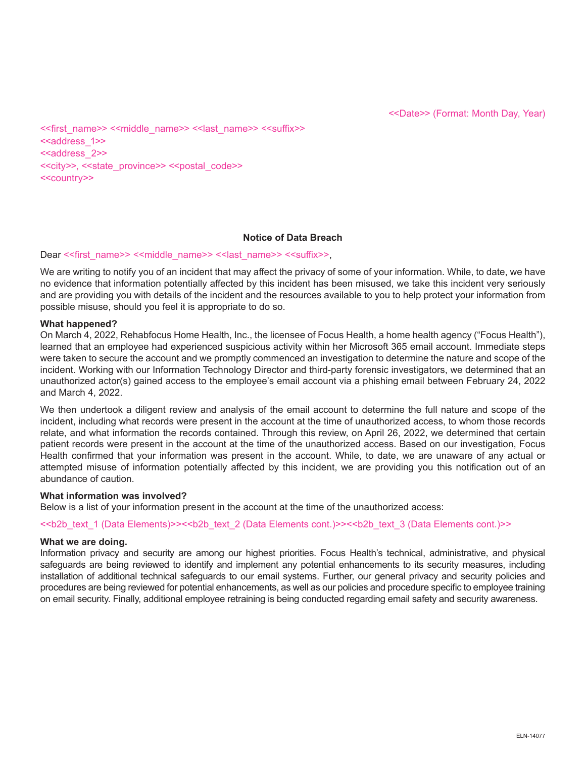<<Date>> (Format: Month Day, Year)

<<first_name>> <<middle_name>> <<last_name>> <<suffix>>
<<address_1>>
<<address_2>>
<<city>>, <<state_province>> <<postal_code>>
<<country>>

**Notice of Data Breach**

Dear <<first_name>> <<middle_name>> <<last_name>> <<suffix>>,

We are writing to notify you of an incident that may affect the privacy of some of your information. While, to date, we have no evidence that information potentially affected by this incident has been misused, we take this incident very seriously and are providing you with details of the incident and the resources available to you to help protect your information from possible misuse, should you feel it is appropriate to do so.

**What happened?**
On March 4, 2022, Rehabfocus Home Health, Inc., the licensee of Focus Health, a home health agency ("Focus Health"), learned that an employee had experienced suspicious activity within her Microsoft 365 email account. Immediate steps were taken to secure the account and we promptly commenced an investigation to determine the nature and scope of the incident. Working with our Information Technology Director and third-party forensic investigators, we determined that an unauthorized actor(s) gained access to the employee's email account via a phishing email between February 24, 2022 and March 4, 2022.

We then undertook a diligent review and analysis of the email account to determine the full nature and scope of the incident, including what records were present in the account at the time of unauthorized access, to whom those records relate, and what information the records contained. Through this review, on April 26, 2022, we determined that certain patient records were present in the account at the time of the unauthorized access. Based on our investigation, Focus Health confirmed that your information was present in the account. While, to date, we are unaware of any actual or attempted misuse of information potentially affected by this incident, we are providing you this notification out of an abundance of caution.

**What information was involved?**
Below is a list of your information present in the account at the time of the unauthorized access:

<<b2b_text_1 (Data Elements)>><<b2b_text_2 (Data Elements cont.)>><<b2b_text_3 (Data Elements cont.)>>

**What we are doing.**
Information privacy and security are among our highest priorities. Focus Health's technical, administrative, and physical safeguards are being reviewed to identify and implement any potential enhancements to its security measures, including installation of additional technical safeguards to our email systems. Further, our general privacy and security policies and procedures are being reviewed for potential enhancements, as well as our policies and procedure specific to employee training on email security. Finally, additional employee retraining is being conducted regarding email safety and security awareness.

ELN-14077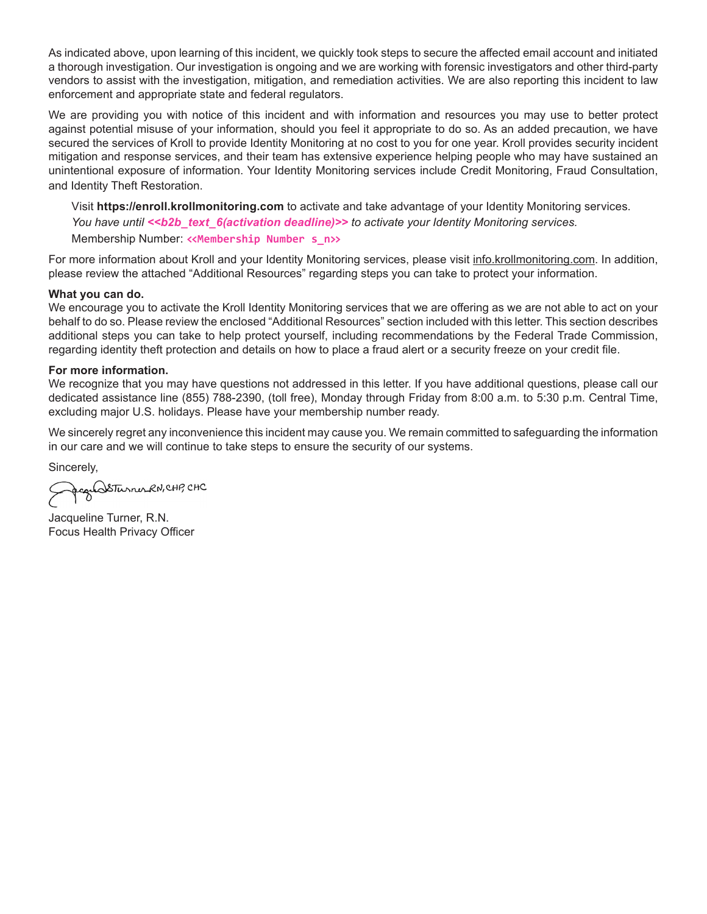As indicated above, upon learning of this incident, we quickly took steps to secure the affected email account and initiated a thorough investigation. Our investigation is ongoing and we are working with forensic investigators and other third-party vendors to assist with the investigation, mitigation, and remediation activities. We are also reporting this incident to law enforcement and appropriate state and federal regulators.

We are providing you with notice of this incident and with information and resources you may use to better protect against potential misuse of your information, should you feel it appropriate to do so. As an added precaution, we have secured the services of Kroll to provide Identity Monitoring at no cost to you for one year. Kroll provides security incident mitigation and response services, and their team has extensive experience helping people who may have sustained an unintentional exposure of information. Your Identity Monitoring services include Credit Monitoring, Fraud Consultation, and Identity Theft Restoration.

Visit **https://enroll.krollmonitoring.com** to activate and take advantage of your Identity Monitoring services.

*You have until* ***<<b2b_text_6(activation deadline)>>*** *to activate your Identity Monitoring services.*

Membership Number: **<<Membership Number s_n>>**

For more information about Kroll and your Identity Monitoring services, please visit info.krollmonitoring.com. In addition, please review the attached "Additional Resources" regarding steps you can take to protect your information.

**What you can do.**
We encourage you to activate the Kroll Identity Monitoring services that we are offering as we are not able to act on your behalf to do so. Please review the enclosed "Additional Resources" section included with this letter. This section describes additional steps you can take to help protect yourself, including recommendations by the Federal Trade Commission, regarding identity theft protection and details on how to place a fraud alert or a security freeze on your credit file.

**For more information.**
We recognize that you may have questions not addressed in this letter. If you have additional questions, please call our dedicated assistance line (855) 788-2390, (toll free), Monday through Friday from 8:00 a.m. to 5:30 p.m. Central Time, excluding major U.S. holidays. Please have your membership number ready.

We sincerely regret any inconvenience this incident may cause you. We remain committed to safeguarding the information in our care and we will continue to take steps to ensure the security of our systems.

Sincerely,

Jacqueline Turner, R.N.
Focus Health Privacy Officer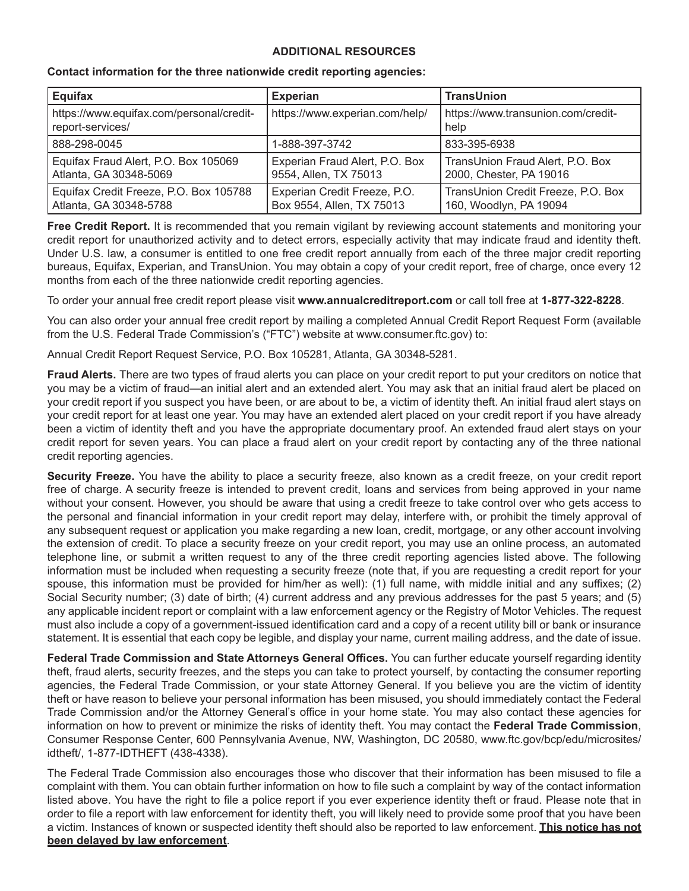## ADDITIONAL RESOURCES

**Contact information for the three nationwide credit reporting agencies:**

| Equifax | Experian | TransUnion |
|---|---|---|
| https://www.equifax.com/personal/credit-report-services/ | https://www.experian.com/help/ | https://www.transunion.com/credit-help |
| 888-298-0045 | 1-888-397-3742 | 833-395-6938 |
| Equifax Fraud Alert, P.O. Box 105069 Atlanta, GA 30348-5069 | Experian Fraud Alert, P.O. Box 9554, Allen, TX 75013 | TransUnion Fraud Alert, P.O. Box 2000, Chester, PA 19016 |
| Equifax Credit Freeze, P.O. Box 105788 Atlanta, GA 30348-5788 | Experian Credit Freeze, P.O. Box 9554, Allen, TX 75013 | TransUnion Credit Freeze, P.O. Box 160, Woodlyn, PA 19094 |

**Free Credit Report.** It is recommended that you remain vigilant by reviewing account statements and monitoring your credit report for unauthorized activity and to detect errors, especially activity that may indicate fraud and identity theft. Under U.S. law, a consumer is entitled to one free credit report annually from each of the three major credit reporting bureaus, Equifax, Experian, and TransUnion. You may obtain a copy of your credit report, free of charge, once every 12 months from each of the three nationwide credit reporting agencies.

To order your annual free credit report please visit **www.annualcreditreport.com** or call toll free at **1-877-322-8228**.

You can also order your annual free credit report by mailing a completed Annual Credit Report Request Form (available from the U.S. Federal Trade Commission's ("FTC") website at www.consumer.ftc.gov) to:

Annual Credit Report Request Service, P.O. Box 105281, Atlanta, GA 30348-5281.

**Fraud Alerts.** There are two types of fraud alerts you can place on your credit report to put your creditors on notice that you may be a victim of fraud—an initial alert and an extended alert. You may ask that an initial fraud alert be placed on your credit report if you suspect you have been, or are about to be, a victim of identity theft. An initial fraud alert stays on your credit report for at least one year. You may have an extended alert placed on your credit report if you have already been a victim of identity theft and you have the appropriate documentary proof. An extended fraud alert stays on your credit report for seven years. You can place a fraud alert on your credit report by contacting any of the three national credit reporting agencies.

**Security Freeze.** You have the ability to place a security freeze, also known as a credit freeze, on your credit report free of charge. A security freeze is intended to prevent credit, loans and services from being approved in your name without your consent. However, you should be aware that using a credit freeze to take control over who gets access to the personal and financial information in your credit report may delay, interfere with, or prohibit the timely approval of any subsequent request or application you make regarding a new loan, credit, mortgage, or any other account involving the extension of credit. To place a security freeze on your credit report, you may use an online process, an automated telephone line, or submit a written request to any of the three credit reporting agencies listed above. The following information must be included when requesting a security freeze (note that, if you are requesting a credit report for your spouse, this information must be provided for him/her as well): (1) full name, with middle initial and any suffixes; (2) Social Security number; (3) date of birth; (4) current address and any previous addresses for the past 5 years; and (5) any applicable incident report or complaint with a law enforcement agency or the Registry of Motor Vehicles. The request must also include a copy of a government-issued identification card and a copy of a recent utility bill or bank or insurance statement. It is essential that each copy be legible, and display your name, current mailing address, and the date of issue.

**Federal Trade Commission and State Attorneys General Offices.** You can further educate yourself regarding identity theft, fraud alerts, security freezes, and the steps you can take to protect yourself, by contacting the consumer reporting agencies, the Federal Trade Commission, or your state Attorney General. If you believe you are the victim of identity theft or have reason to believe your personal information has been misused, you should immediately contact the Federal Trade Commission and/or the Attorney General's office in your home state. You may also contact these agencies for information on how to prevent or minimize the risks of identity theft. You may contact the **Federal Trade Commission**, Consumer Response Center, 600 Pennsylvania Avenue, NW, Washington, DC 20580, www.ftc.gov/bcp/edu/microsites/idtheft/, 1-877-IDTHEFT (438-4338).

The Federal Trade Commission also encourages those who discover that their information has been misused to file a complaint with them. You can obtain further information on how to file such a complaint by way of the contact information listed above. You have the right to file a police report if you ever experience identity theft or fraud. Please note that in order to file a report with law enforcement for identity theft, you will likely need to provide some proof that you have been a victim. Instances of known or suspected identity theft should also be reported to law enforcement. **<u>This notice has not been delayed by law enforcement</u>**.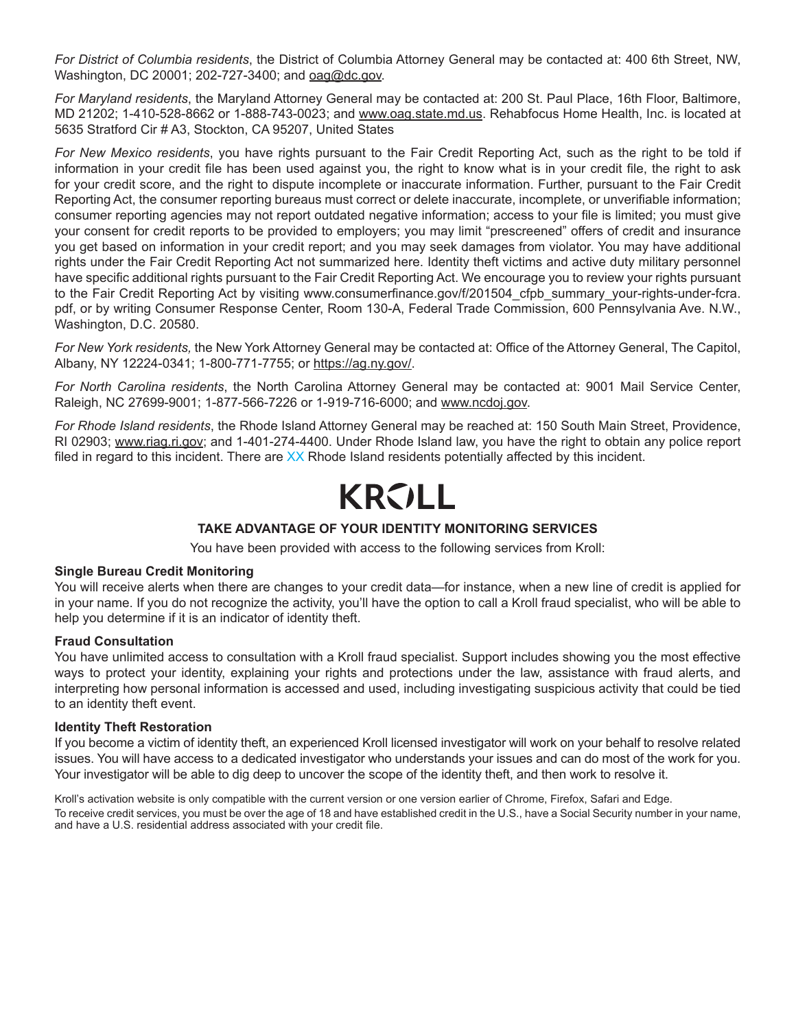*For District of Columbia residents*, the District of Columbia Attorney General may be contacted at: 400 6th Street, NW, Washington, DC 20001; 202-727-3400; and oag@dc.gov.

*For Maryland residents*, the Maryland Attorney General may be contacted at: 200 St. Paul Place, 16th Floor, Baltimore, MD 21202; 1-410-528-8662 or 1-888-743-0023; and www.oag.state.md.us. Rehabfocus Home Health, Inc. is located at 5635 Stratford Cir # A3, Stockton, CA 95207, United States

*For New Mexico residents*, you have rights pursuant to the Fair Credit Reporting Act, such as the right to be told if information in your credit file has been used against you, the right to know what is in your credit file, the right to ask for your credit score, and the right to dispute incomplete or inaccurate information. Further, pursuant to the Fair Credit Reporting Act, the consumer reporting bureaus must correct or delete inaccurate, incomplete, or unverifiable information; consumer reporting agencies may not report outdated negative information; access to your file is limited; you must give your consent for credit reports to be provided to employers; you may limit "prescreened" offers of credit and insurance you get based on information in your credit report; and you may seek damages from violator. You may have additional rights under the Fair Credit Reporting Act not summarized here. Identity theft victims and active duty military personnel have specific additional rights pursuant to the Fair Credit Reporting Act. We encourage you to review your rights pursuant to the Fair Credit Reporting Act by visiting www.consumerfinance.gov/f/201504_cfpb_summary_your-rights-under-fcra.pdf, or by writing Consumer Response Center, Room 130-A, Federal Trade Commission, 600 Pennsylvania Ave. N.W., Washington, D.C. 20580.

*For New York residents,* the New York Attorney General may be contacted at: Office of the Attorney General, The Capitol, Albany, NY 12224-0341; 1-800-771-7755; or https://ag.ny.gov/.

*For North Carolina residents*, the North Carolina Attorney General may be contacted at: 9001 Mail Service Center, Raleigh, NC 27699-9001; 1-877-566-7226 or 1-919-716-6000; and www.ncdoj.gov.

*For Rhode Island residents*, the Rhode Island Attorney General may be reached at: 150 South Main Street, Providence, RI 02903; www.riag.ri.gov; and 1-401-274-4400. Under Rhode Island law, you have the right to obtain any police report filed in regard to this incident. There are XX Rhode Island residents potentially affected by this incident.

# KROLL

## TAKE ADVANTAGE OF YOUR IDENTITY MONITORING SERVICES

You have been provided with access to the following services from Kroll:

**Single Bureau Credit Monitoring**
You will receive alerts when there are changes to your credit data—for instance, when a new line of credit is applied for in your name. If you do not recognize the activity, you'll have the option to call a Kroll fraud specialist, who will be able to help you determine if it is an indicator of identity theft.

**Fraud Consultation**
You have unlimited access to consultation with a Kroll fraud specialist. Support includes showing you the most effective ways to protect your identity, explaining your rights and protections under the law, assistance with fraud alerts, and interpreting how personal information is accessed and used, including investigating suspicious activity that could be tied to an identity theft event.

**Identity Theft Restoration**
If you become a victim of identity theft, an experienced Kroll licensed investigator will work on your behalf to resolve related issues. You will have access to a dedicated investigator who understands your issues and can do most of the work for you. Your investigator will be able to dig deep to uncover the scope of the identity theft, and then work to resolve it.

Kroll's activation website is only compatible with the current version or one version earlier of Chrome, Firefox, Safari and Edge.

To receive credit services, you must be over the age of 18 and have established credit in the U.S., have a Social Security number in your name, and have a U.S. residential address associated with your credit file.